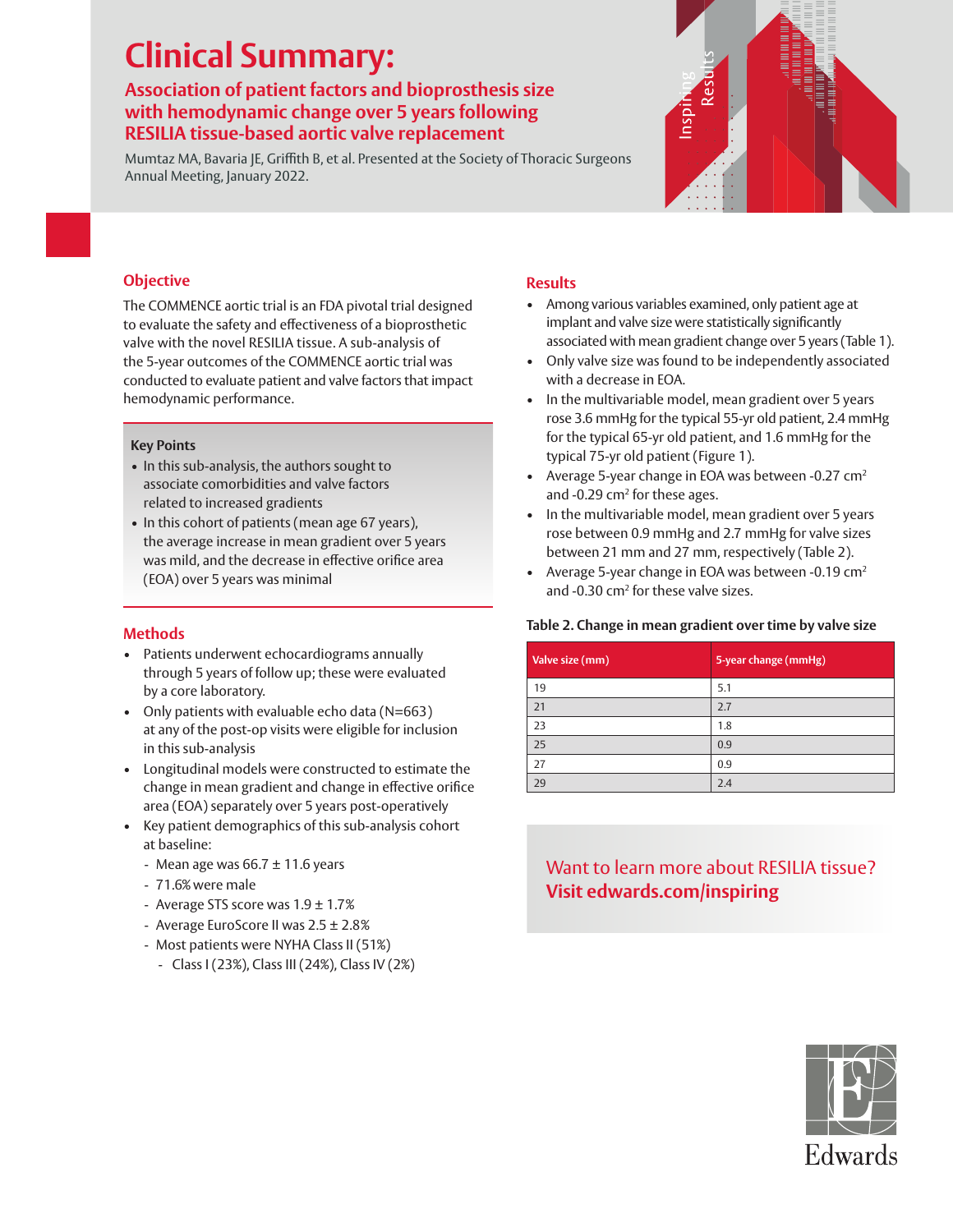# Clinical Summary:

## Association of patient factors and bioprosthesis size with hemodynamic change over 5 years following RESILIA tissue-based aortic valve replacement

Mumtaz MA, Bavaria JE, Griffith B, et al. Presented at the Society of Thoracic Surgeons Annual Meeting, January 2022.

### Objective

The COMMENCE aortic trial is an FDA pivotal trial designed to evaluate the safety and effectiveness of a bioprosthetic valve with the novel RESILIA tissue. A sub-analysis of the 5-year outcomes of the COMMENCE aortic trial was conducted to evaluate patient and valve factors that impact hemodynamic performance.

**Key Points**

- In this sub-analysis, the authors sought to associate comorbidities and valve factors related to increased gradients
- In this cohort of patients (mean age 67 years), the average increase in mean gradient over 5 years was mild, and the decrease in effective orifice area (EOA) over 5 years was minimal

### Methods

- Patients underwent echocardiograms annually through 5 years of follow up; these were evaluated by a core laboratory.
- Only patients with evaluable echo data (N=663) at any of the post-op visits were eligible for inclusion in this sub-analysis
- Longitudinal models were constructed to estimate the change in mean gradient and change in effective orifice area (EOA) separately over 5 years post-operatively
- Key patient demographics of this sub-analysis cohort at baseline:
  - Mean age was 66.7 ± 11.6 years
  - 71.6% were male
  - Average STS score was 1.9 ± 1.7%
  - Average EuroScore II was 2.5 ± 2.8%
  - Most patients were NYHA Class II (51%)
    - Class I (23%), Class III (24%), Class IV (2%)

### Results

- Among various variables examined, only patient age at implant and valve size were statistically significantly associated with mean gradient change over 5 years (Table 1).
- Only valve size was found to be independently associated with a decrease in EOA.
- In the multivariable model, mean gradient over 5 years rose 3.6 mmHg for the typical 55-yr old patient, 2.4 mmHg for the typical 65-yr old patient, and 1.6 mmHg for the typical 75-yr old patient (Figure 1).
- Average 5-year change in EOA was between -0.27 $cm^2$ and -0.29 $cm^2$ for these ages.
- In the multivariable model, mean gradient over 5 years rose between 0.9 mmHg and 2.7 mmHg for valve sizes between 21 mm and 27 mm, respectively (Table 2).
- Average 5-year change in EOA was between -0.19 $cm^2$ and -0.30 $cm^2$ for these valve sizes.

**Table 2. Change in mean gradient over time by valve size**

| Valve size (mm) | 5-year change (mmHg) |
|---|---|
| 19 | 5.1 |
| 21 | 2.7 |
| 23 | 1.8 |
| 25 | 0.9 |
| 27 | 0.9 |
| 29 | 2.4 |

Want to learn more about RESILIA tissue?
**Visit edwards.com/inspiring**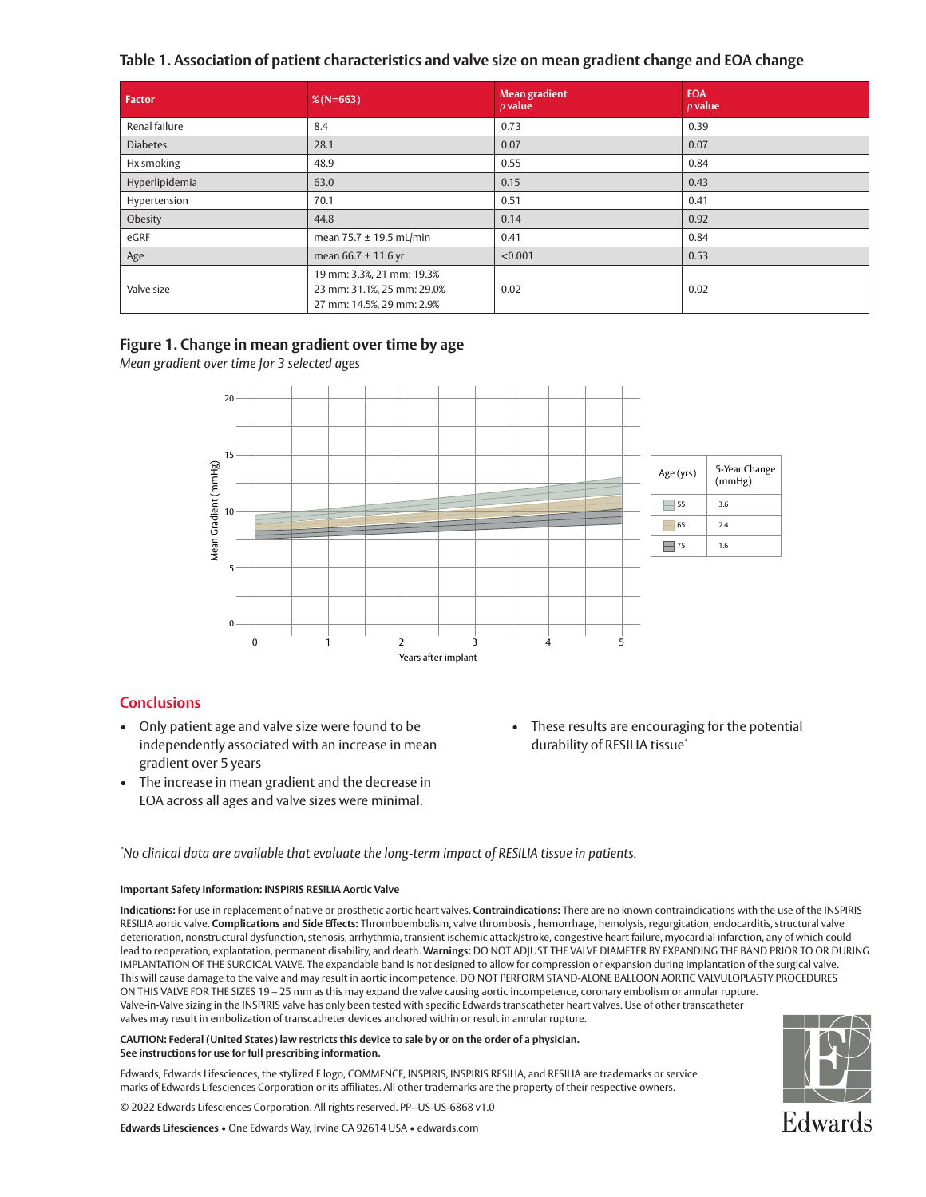**Table 1. Association of patient characteristics and valve size on mean gradient change and EOA change**

| Factor | % (N=663) | Mean gradient *p* value | EOA *p* value |
|---|---|---|---|
| Renal failure | 8.4 | 0.73 | 0.39 |
| Diabetes | 28.1 | 0.07 | 0.07 |
| Hx smoking | 48.9 | 0.55 | 0.84 |
| Hyperlipidemia | 63.0 | 0.15 | 0.43 |
| Hypertension | 70.1 | 0.51 | 0.41 |
| Obesity | 44.8 | 0.14 | 0.92 |
| eGRF | mean 75.7 ± 19.5 mL/min | 0.41 | 0.84 |
| Age | mean 66.7 ± 11.6 yr | <0.001 | 0.53 |
| Valve size | 19 mm: 3.3%, 21 mm: 19.3% 23 mm: 31.1%, 25 mm: 29.0% 27 mm: 14.5%, 29 mm: 2.9% | 0.02 | 0.02 |

**Figure 1. Change in mean gradient over time by age**

*Mean gradient over time for 3 selected ages*

Mean Gradient (mmHg)

20
15
10
5
0

0 1 2 3 4 5

Years after implant

Age (yrs) | 5-Year Change (mmHg)
55 | 3.6
65 | 2.4
75 | 1.6

## Conclusions

- Only patient age and valve size were found to be independently associated with an increase in mean gradient over 5 years
- The increase in mean gradient and the decrease in EOA across all ages and valve sizes were minimal.
- These results are encouraging for the potential durability of RESILIA tissue*

*\*No clinical data are available that evaluate the long-term impact of RESILIA tissue in patients.*

**Important Safety Information: INSPIRIS RESILIA Aortic Valve**

**Indications:** For use in replacement of native or prosthetic aortic heart valves. **Contraindications:** There are no known contraindications with the use of the INSPIRIS RESILIA aortic valve. **Complications and Side Effects:** Thromboembolism, valve thrombosis , hemorrhage, hemolysis, regurgitation, endocarditis, structural valve deterioration, nonstructural dysfunction, stenosis, arrhythmia, transient ischemic attack/stroke, congestive heart failure, myocardial infarction, any of which could lead to reoperation, explantation, permanent disability, and death. **Warnings:** DO NOT ADJUST THE VALVE DIAMETER BY EXPANDING THE BAND PRIOR TO OR DURING IMPLANTATION OF THE SURGICAL VALVE. The expandable band is not designed to allow for compression or expansion during implantation of the surgical valve. This will cause damage to the valve and may result in aortic incompetence. DO NOT PERFORM STAND-ALONE BALLOON AORTIC VALVULOPLASTY PROCEDURES ON THIS VALVE FOR THE SIZES 19 – 25 mm as this may expand the valve causing aortic incompetence, coronary embolism or annular rupture. Valve-in-Valve sizing in the INSPIRIS valve has only been tested with specific Edwards transcatheter heart valves. Use of other transcatheter valves may result in embolization of transcatheter devices anchored within or result in annular rupture.

**CAUTION: Federal (United States) law restricts this device to sale by or on the order of a physician. See instructions for use for full prescribing information.**

Edwards, Edwards Lifesciences, the stylized E logo, COMMENCE, INSPIRIS, INSPIRIS RESILIA, and RESILIA are trademarks or service marks of Edwards Lifesciences Corporation or its affiliates. All other trademarks are the property of their respective owners.

© 2022 Edwards Lifesciences Corporation. All rights reserved. PP--US-US-6868 v1.0

**Edwards Lifesciences** • One Edwards Way, Irvine CA 92614 USA • edwards.com

Edwards